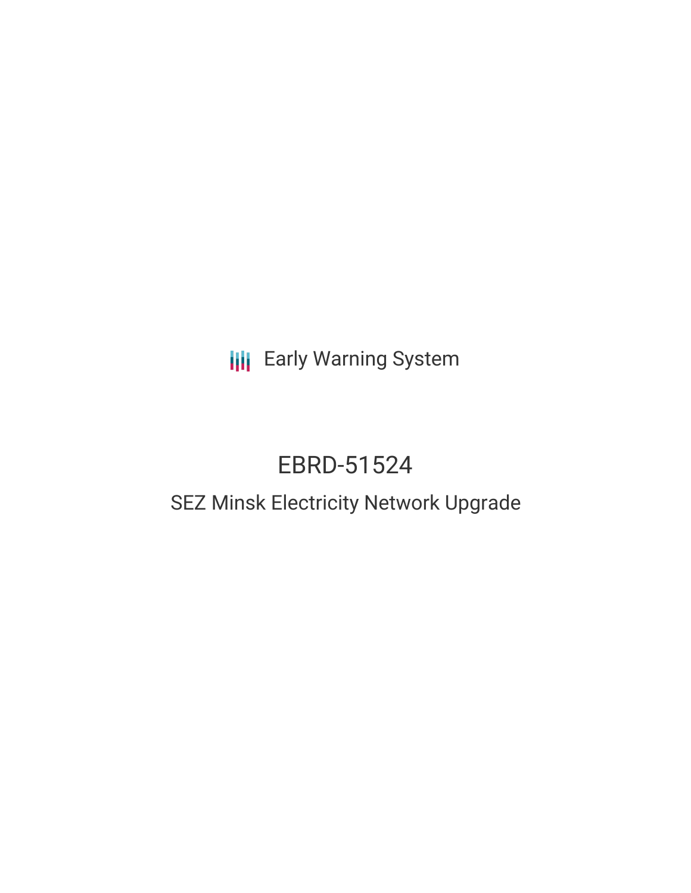Early Warning System

# EBRD-51524

## SEZ Minsk Electricity Network Upgrade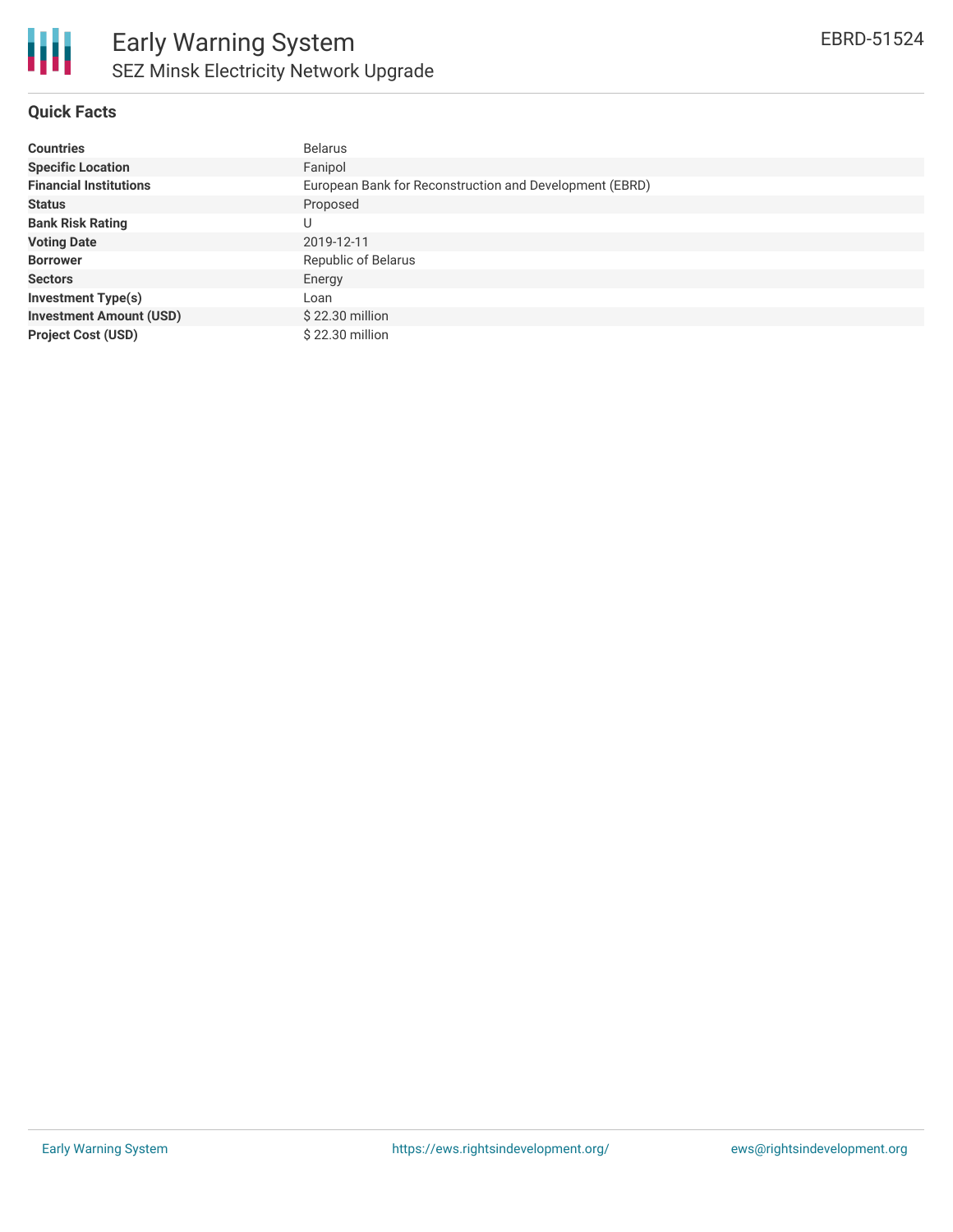# Early Warning System

## SEZ Minsk Electricity Network Upgrade

EBRD-51524

### Quick Facts

| | |
|---|---|
| **Countries** | Belarus |
| **Specific Location** | Fanipol |
| **Financial Institutions** | European Bank for Reconstruction and Development (EBRD) |
| **Status** | Proposed |
| **Bank Risk Rating** | U |
| **Voting Date** | 2019-12-11 |
| **Borrower** | Republic of Belarus |
| **Sectors** | Energy |
| **Investment Type(s)** | Loan |
| **Investment Amount (USD)** | $ 22.30 million |
| **Project Cost (USD)** | $ 22.30 million |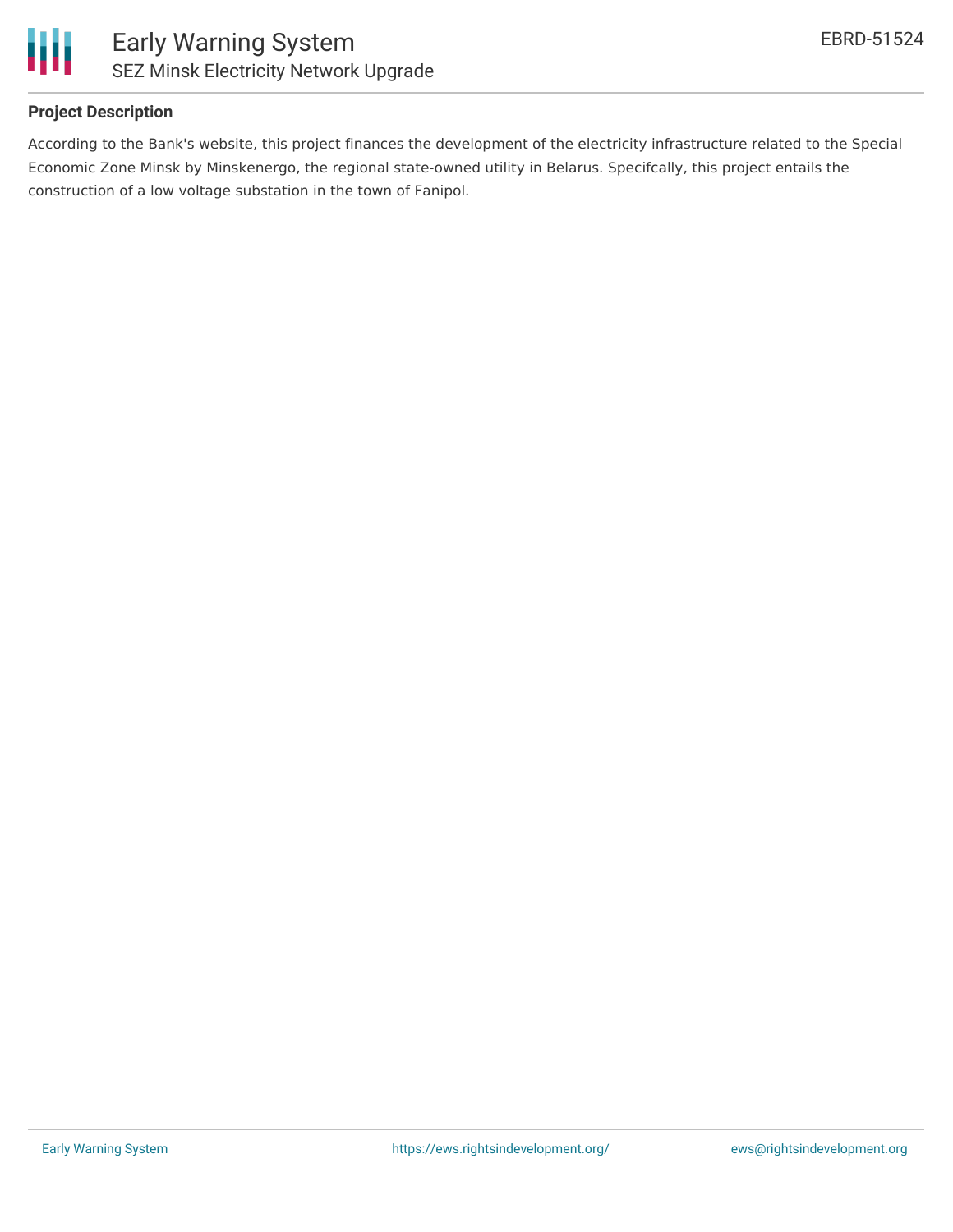## Project Description

According to the Bank's website, this project finances the development of the electricity infrastructure related to the Special Economic Zone Minsk by Minskenergo, the regional state-owned utility in Belarus. Specifcally, this project entails the construction of a low voltage substation in the town of Fanipol.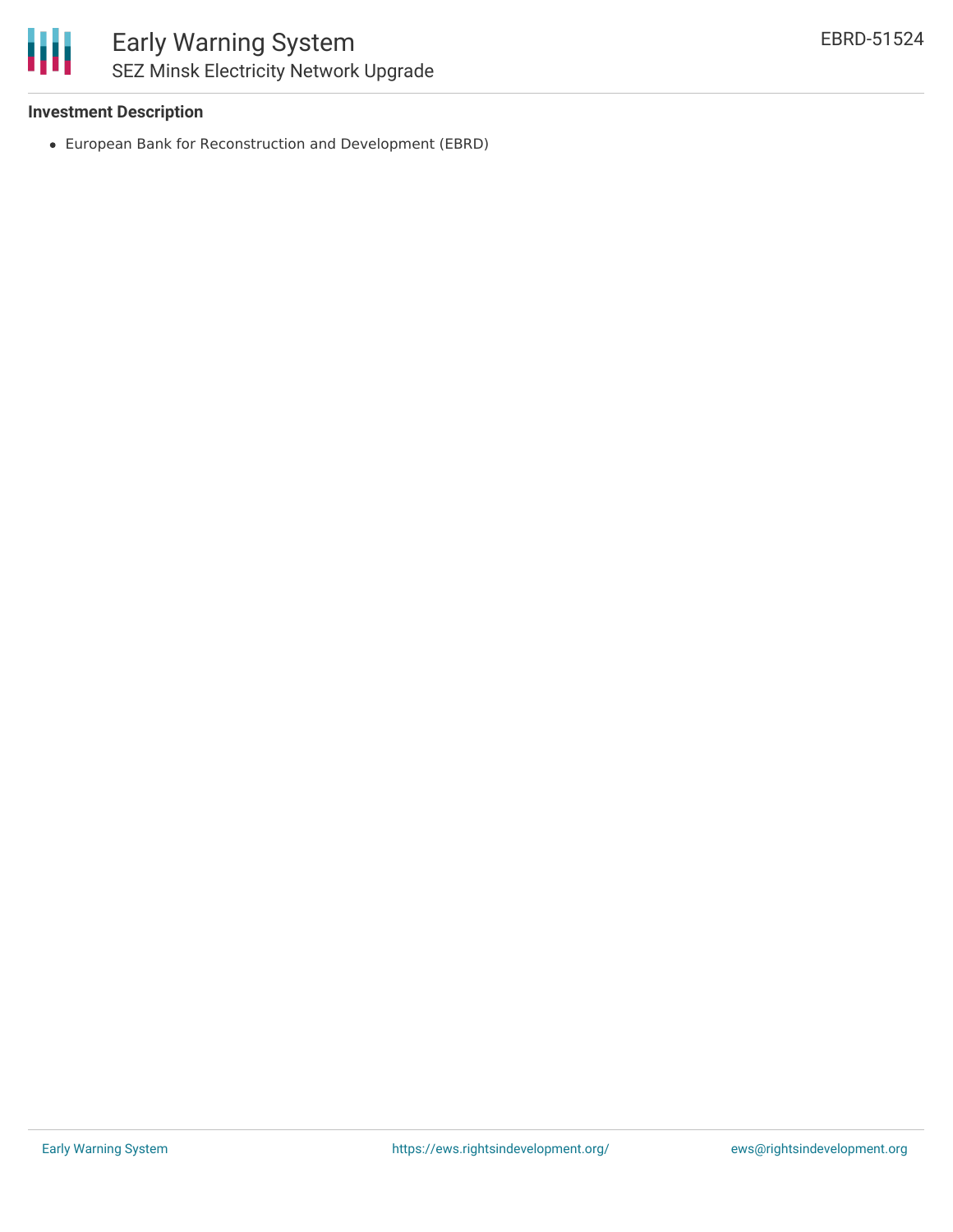### Investment Description

- European Bank for Reconstruction and Development (EBRD)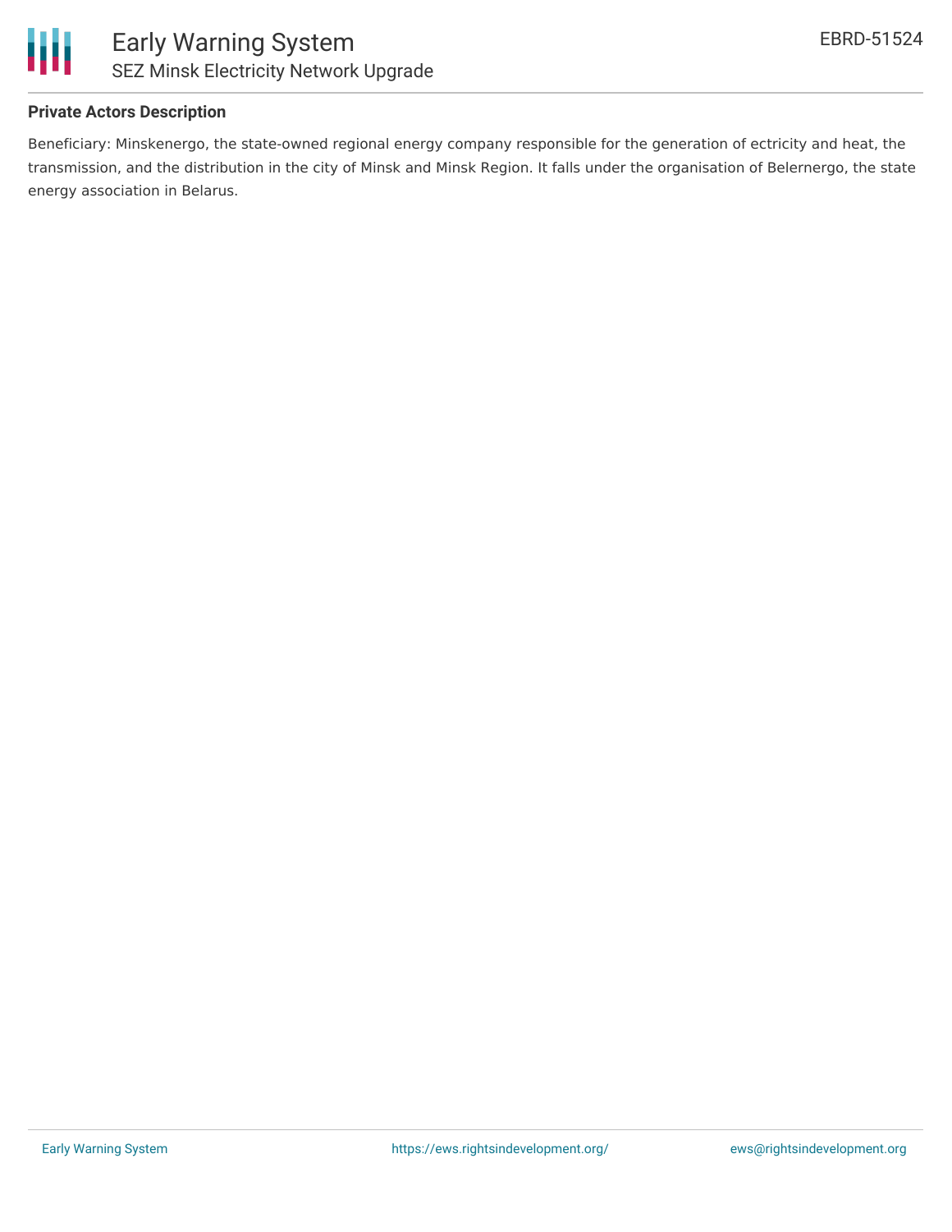### Private Actors Description

Beneficiary: Minskenergo, the state-owned regional energy company responsible for the generation of ectricity and heat, the transmission, and the distribution in the city of Minsk and Minsk Region. It falls under the organisation of Belernergo, the state energy association in Belarus.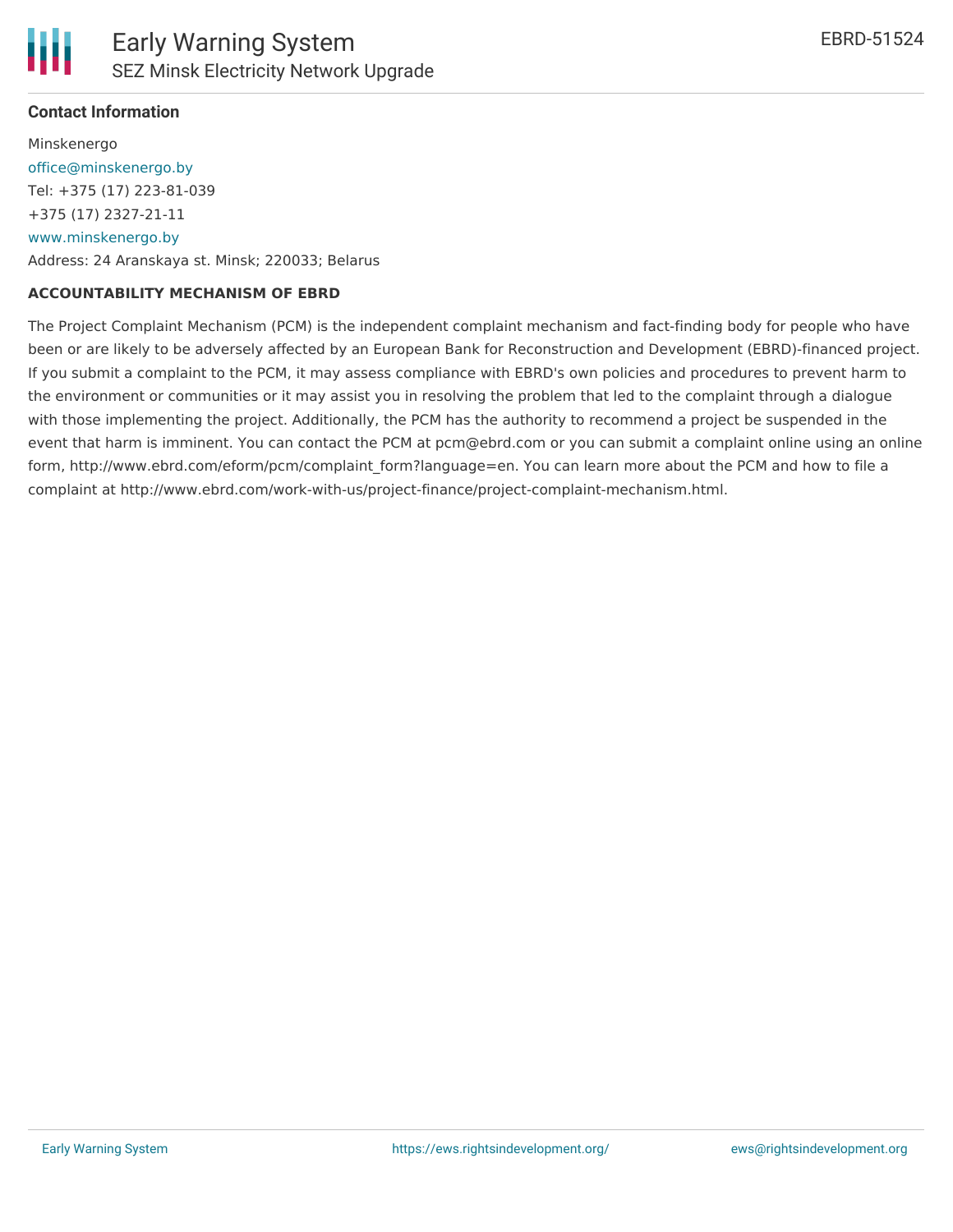**Contact Information**

Minskenergo
office@minskenergo.by
Tel: +375 (17) 223-81-039
+375 (17) 2327-21-11
www.minskenergo.by
Address: 24 Aranskaya st. Minsk; 220033; Belarus

**ACCOUNTABILITY MECHANISM OF EBRD**

The Project Complaint Mechanism (PCM) is the independent complaint mechanism and fact-finding body for people who have been or are likely to be adversely affected by an European Bank for Reconstruction and Development (EBRD)-financed project. If you submit a complaint to the PCM, it may assess compliance with EBRD's own policies and procedures to prevent harm to the environment or communities or it may assist you in resolving the problem that led to the complaint through a dialogue with those implementing the project. Additionally, the PCM has the authority to recommend a project be suspended in the event that harm is imminent. You can contact the PCM at pcm@ebrd.com or you can submit a complaint online using an online form, http://www.ebrd.com/eform/pcm/complaint_form?language=en. You can learn more about the PCM and how to file a complaint at http://www.ebrd.com/work-with-us/project-finance/project-complaint-mechanism.html.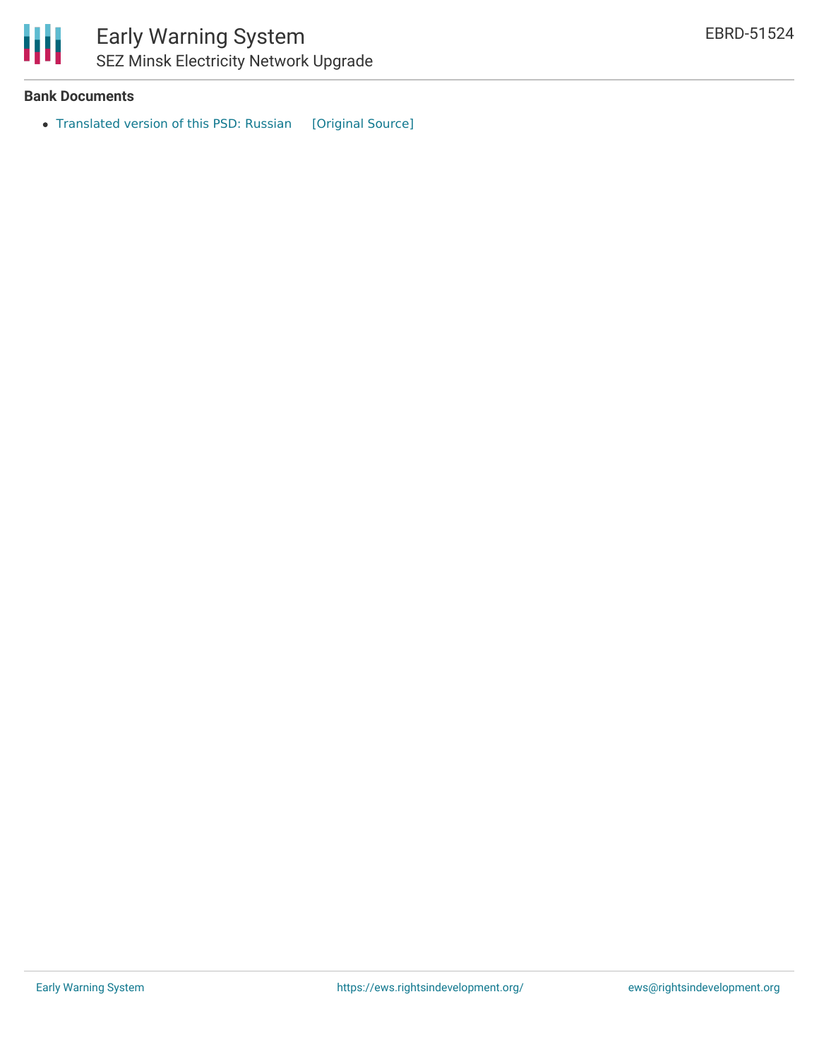**Bank Documents**

- Translated version of this PSD: Russian [Original Source]